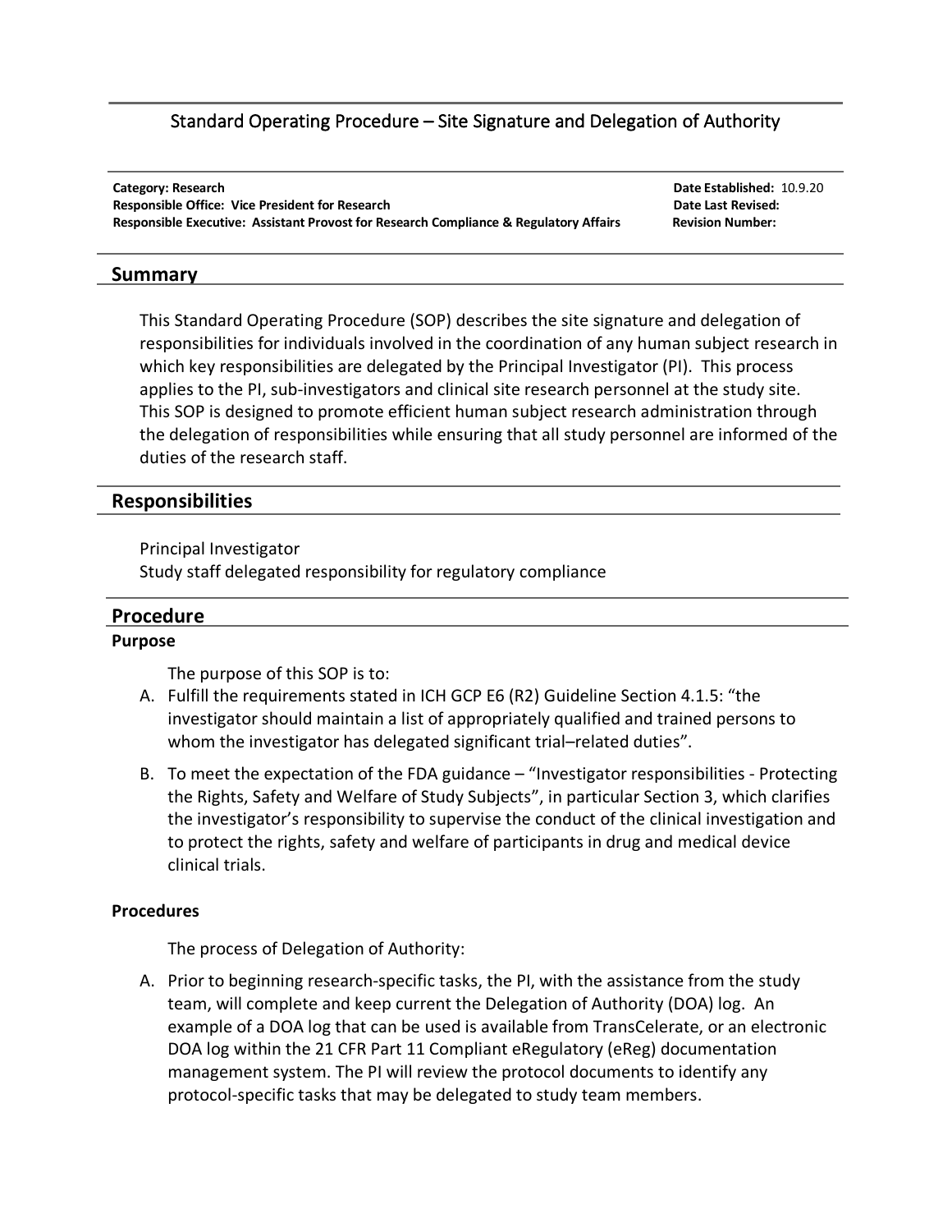# Standard Operating Procedure – Site Signature and Delegation of Authority

**Category: Research** | **Date Established:** 10.9.20
**Responsible Office: Vice President for Research** | **Date Last Revised:**
**Responsible Executive: Assistant Provost for Research Compliance & Regulatory Affairs** | **Revision Number:**

## Summary

This Standard Operating Procedure (SOP) describes the site signature and delegation of responsibilities for individuals involved in the coordination of any human subject research in which key responsibilities are delegated by the Principal Investigator (PI). This process applies to the PI, sub-investigators and clinical site research personnel at the study site. This SOP is designed to promote efficient human subject research administration through the delegation of responsibilities while ensuring that all study personnel are informed of the duties of the research staff.

## Responsibilities

Principal Investigator
Study staff delegated responsibility for regulatory compliance

## Procedure

### Purpose

The purpose of this SOP is to:

A. Fulfill the requirements stated in ICH GCP E6 (R2) Guideline Section 4.1.5: "the investigator should maintain a list of appropriately qualified and trained persons to whom the investigator has delegated significant trial–related duties".

B. To meet the expectation of the FDA guidance – "Investigator responsibilities - Protecting the Rights, Safety and Welfare of Study Subjects", in particular Section 3, which clarifies the investigator's responsibility to supervise the conduct of the clinical investigation and to protect the rights, safety and welfare of participants in drug and medical device clinical trials.

### Procedures

The process of Delegation of Authority:

A. Prior to beginning research-specific tasks, the PI, with the assistance from the study team, will complete and keep current the Delegation of Authority (DOA) log. An example of a DOA log that can be used is available from TransCelerate, or an electronic DOA log within the 21 CFR Part 11 Compliant eRegulatory (eReg) documentation management system. The PI will review the protocol documents to identify any protocol-specific tasks that may be delegated to study team members.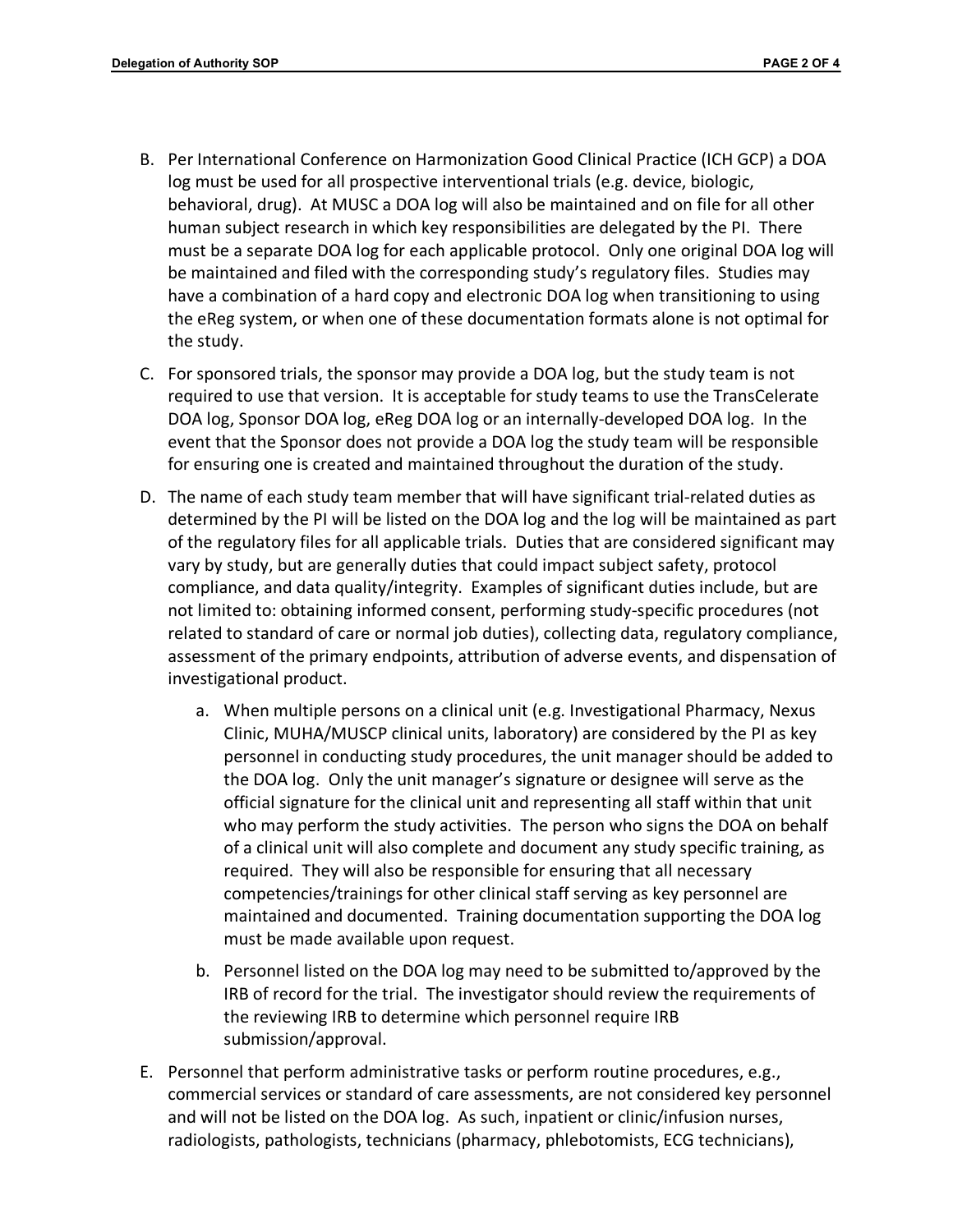B. Per International Conference on Harmonization Good Clinical Practice (ICH GCP) a DOA log must be used for all prospective interventional trials (e.g. device, biologic, behavioral, drug). At MUSC a DOA log will also be maintained and on file for all other human subject research in which key responsibilities are delegated by the PI. There must be a separate DOA log for each applicable protocol. Only one original DOA log will be maintained and filed with the corresponding study's regulatory files. Studies may have a combination of a hard copy and electronic DOA log when transitioning to using the eReg system, or when one of these documentation formats alone is not optimal for the study.

C. For sponsored trials, the sponsor may provide a DOA log, but the study team is not required to use that version. It is acceptable for study teams to use the TransCelerate DOA log, Sponsor DOA log, eReg DOA log or an internally-developed DOA log. In the event that the Sponsor does not provide a DOA log the study team will be responsible for ensuring one is created and maintained throughout the duration of the study.

D. The name of each study team member that will have significant trial-related duties as determined by the PI will be listed on the DOA log and the log will be maintained as part of the regulatory files for all applicable trials. Duties that are considered significant may vary by study, but are generally duties that could impact subject safety, protocol compliance, and data quality/integrity. Examples of significant duties include, but are not limited to: obtaining informed consent, performing study-specific procedures (not related to standard of care or normal job duties), collecting data, regulatory compliance, assessment of the primary endpoints, attribution of adverse events, and dispensation of investigational product.

   a. When multiple persons on a clinical unit (e.g. Investigational Pharmacy, Nexus Clinic, MUHA/MUSCP clinical units, laboratory) are considered by the PI as key personnel in conducting study procedures, the unit manager should be added to the DOA log. Only the unit manager's signature or designee will serve as the official signature for the clinical unit and representing all staff within that unit who may perform the study activities. The person who signs the DOA on behalf of a clinical unit will also complete and document any study specific training, as required. They will also be responsible for ensuring that all necessary competencies/trainings for other clinical staff serving as key personnel are maintained and documented. Training documentation supporting the DOA log must be made available upon request.

   b. Personnel listed on the DOA log may need to be submitted to/approved by the IRB of record for the trial. The investigator should review the requirements of the reviewing IRB to determine which personnel require IRB submission/approval.

E. Personnel that perform administrative tasks or perform routine procedures, e.g., commercial services or standard of care assessments, are not considered key personnel and will not be listed on the DOA log. As such, inpatient or clinic/infusion nurses, radiologists, pathologists, technicians (pharmacy, phlebotomists, ECG technicians),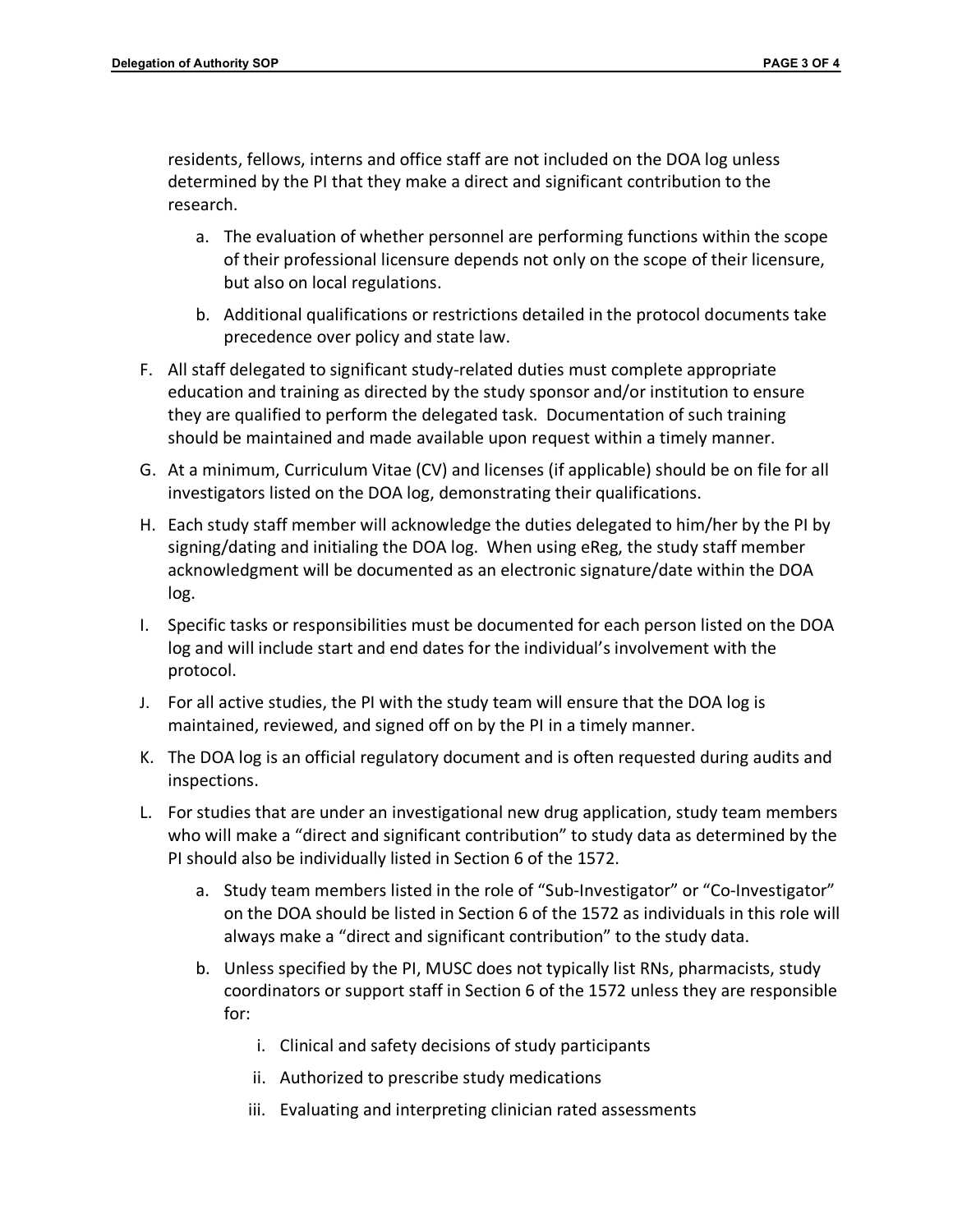residents, fellows, interns and office staff are not included on the DOA log unless determined by the PI that they make a direct and significant contribution to the research.

   a. The evaluation of whether personnel are performing functions within the scope of their professional licensure depends not only on the scope of their licensure, but also on local regulations.

   b. Additional qualifications or restrictions detailed in the protocol documents take precedence over policy and state law.

F. All staff delegated to significant study-related duties must complete appropriate education and training as directed by the study sponsor and/or institution to ensure they are qualified to perform the delegated task. Documentation of such training should be maintained and made available upon request within a timely manner.

G. At a minimum, Curriculum Vitae (CV) and licenses (if applicable) should be on file for all investigators listed on the DOA log, demonstrating their qualifications.

H. Each study staff member will acknowledge the duties delegated to him/her by the PI by signing/dating and initialing the DOA log. When using eReg, the study staff member acknowledgment will be documented as an electronic signature/date within the DOA log.

I. Specific tasks or responsibilities must be documented for each person listed on the DOA log and will include start and end dates for the individual's involvement with the protocol.

J. For all active studies, the PI with the study team will ensure that the DOA log is maintained, reviewed, and signed off on by the PI in a timely manner.

K. The DOA log is an official regulatory document and is often requested during audits and inspections.

L. For studies that are under an investigational new drug application, study team members who will make a "direct and significant contribution" to study data as determined by the PI should also be individually listed in Section 6 of the 1572.

   a. Study team members listed in the role of "Sub-Investigator" or "Co-Investigator" on the DOA should be listed in Section 6 of the 1572 as individuals in this role will always make a "direct and significant contribution" to the study data.

   b. Unless specified by the PI, MUSC does not typically list RNs, pharmacists, study coordinators or support staff in Section 6 of the 1572 unless they are responsible for:

      i. Clinical and safety decisions of study participants

      ii. Authorized to prescribe study medications

      iii. Evaluating and interpreting clinician rated assessments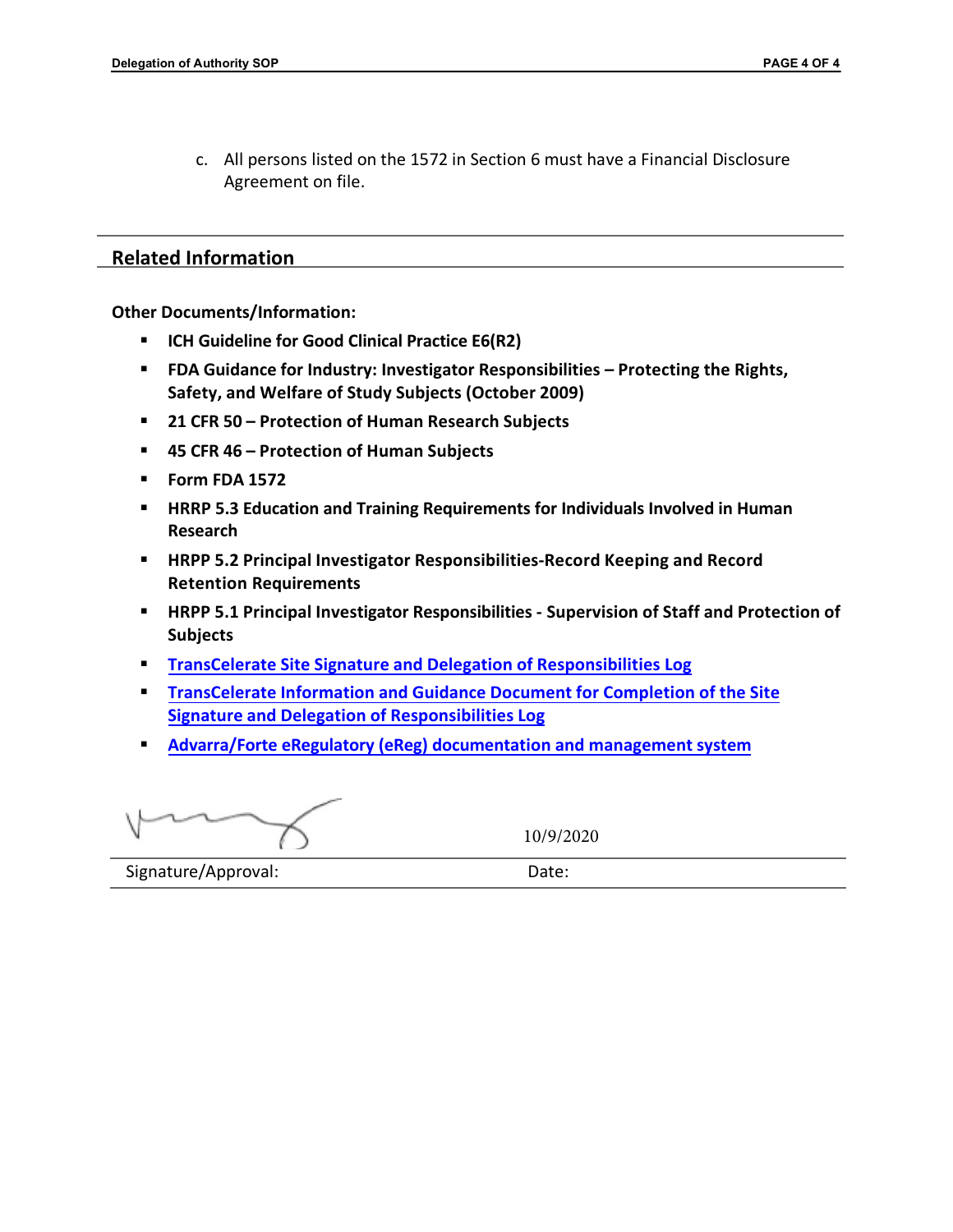c. All persons listed on the 1572 in Section 6 must have a Financial Disclosure Agreement on file.

## Related Information

**Other Documents/Information:**

- **ICH Guideline for Good Clinical Practice E6(R2)**
- **FDA Guidance for Industry: Investigator Responsibilities – Protecting the Rights, Safety, and Welfare of Study Subjects (October 2009)**
- **21 CFR 50 – Protection of Human Research Subjects**
- **45 CFR 46 – Protection of Human Subjects**
- **Form FDA 1572**
- **HRRP 5.3 Education and Training Requirements for Individuals Involved in Human Research**
- **HRPP 5.2 Principal Investigator Responsibilities-Record Keeping and Record Retention Requirements**
- **HRPP 5.1 Principal Investigator Responsibilities - Supervision of Staff and Protection of Subjects**
- **TransCelerate Site Signature and Delegation of Responsibilities Log**
- **TransCelerate Information and Guidance Document for Completion of the Site Signature and Delegation of Responsibilities Log**
- **Advarra/Forte eRegulatory (eReg) documentation and management system**

| Signature/Approval: | Date: 10/9/2020 |
| --- | --- |